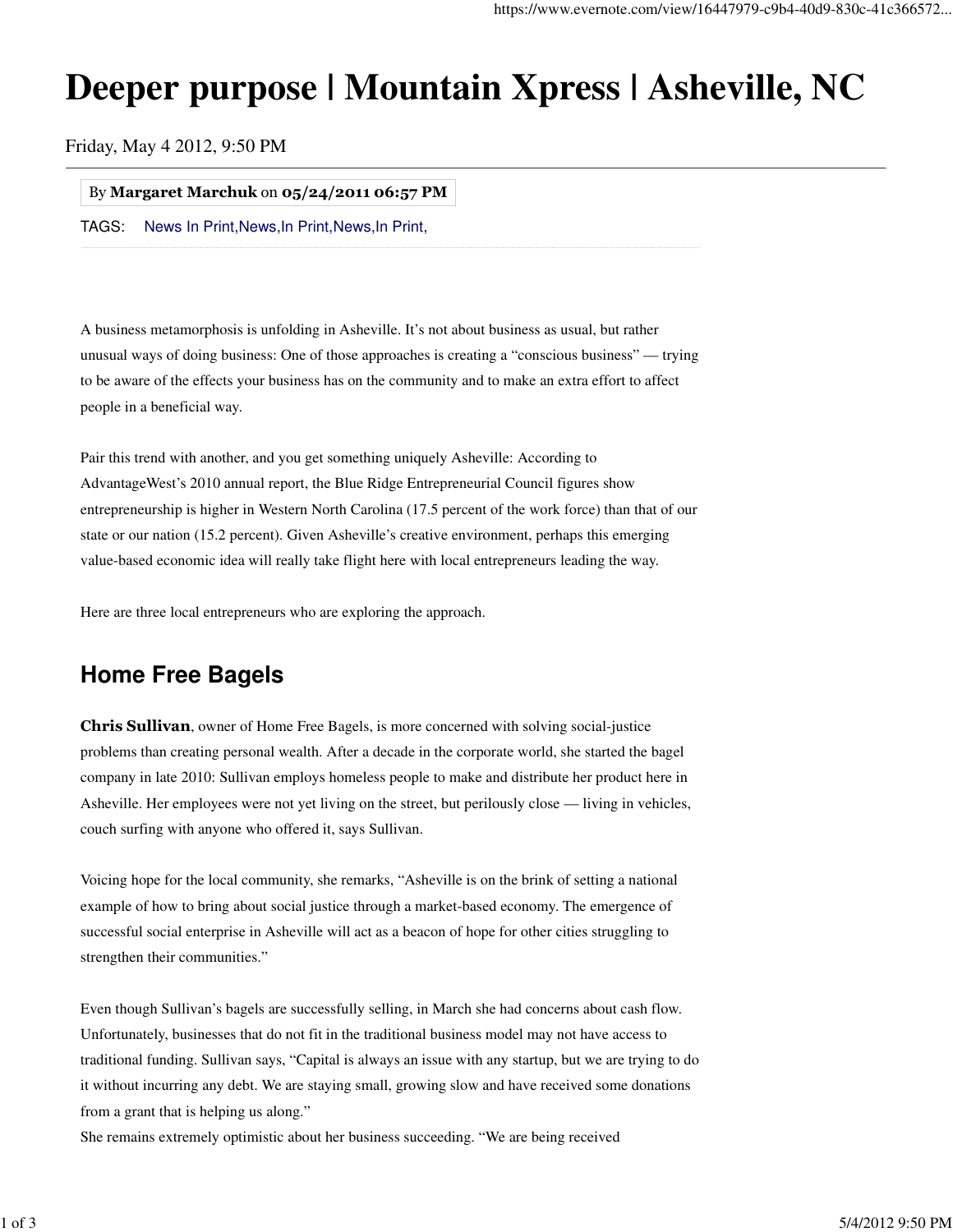# Deeper purpose | Mountain Xpress | Asheville, NC

Friday, May 4 2012, 9:50 PM

By **Margaret Marchuk** on **05/24/2011 06:57 PM**

TAGS: News In Print,News,In Print,News,In Print,

A business metamorphosis is unfolding in Asheville. It's not about business as usual, but rather unusual ways of doing business: One of those approaches is creating a "conscious business" — trying to be aware of the effects your business has on the community and to make an extra effort to affect people in a beneficial way.

Pair this trend with another, and you get something uniquely Asheville: According to AdvantageWest's 2010 annual report, the Blue Ridge Entrepreneurial Council figures show entrepreneurship is higher in Western North Carolina (17.5 percent of the work force) than that of our state or our nation (15.2 percent). Given Asheville's creative environment, perhaps this emerging value-based economic idea will really take flight here with local entrepreneurs leading the way.

Here are three local entrepreneurs who are exploring the approach.

## Home Free Bagels

**Chris Sullivan**, owner of Home Free Bagels, is more concerned with solving social-justice problems than creating personal wealth. After a decade in the corporate world, she started the bagel company in late 2010: Sullivan employs homeless people to make and distribute her product here in Asheville. Her employees were not yet living on the street, but perilously close — living in vehicles, couch surfing with anyone who offered it, says Sullivan.

Voicing hope for the local community, she remarks, "Asheville is on the brink of setting a national example of how to bring about social justice through a market-based economy. The emergence of successful social enterprise in Asheville will act as a beacon of hope for other cities struggling to strengthen their communities."

Even though Sullivan's bagels are successfully selling, in March she had concerns about cash flow. Unfortunately, businesses that do not fit in the traditional business model may not have access to traditional funding. Sullivan says, "Capital is always an issue with any startup, but we are trying to do it without incurring any debt. We are staying small, growing slow and have received some donations from a grant that is helping us along."

She remains extremely optimistic about her business succeeding. "We are being received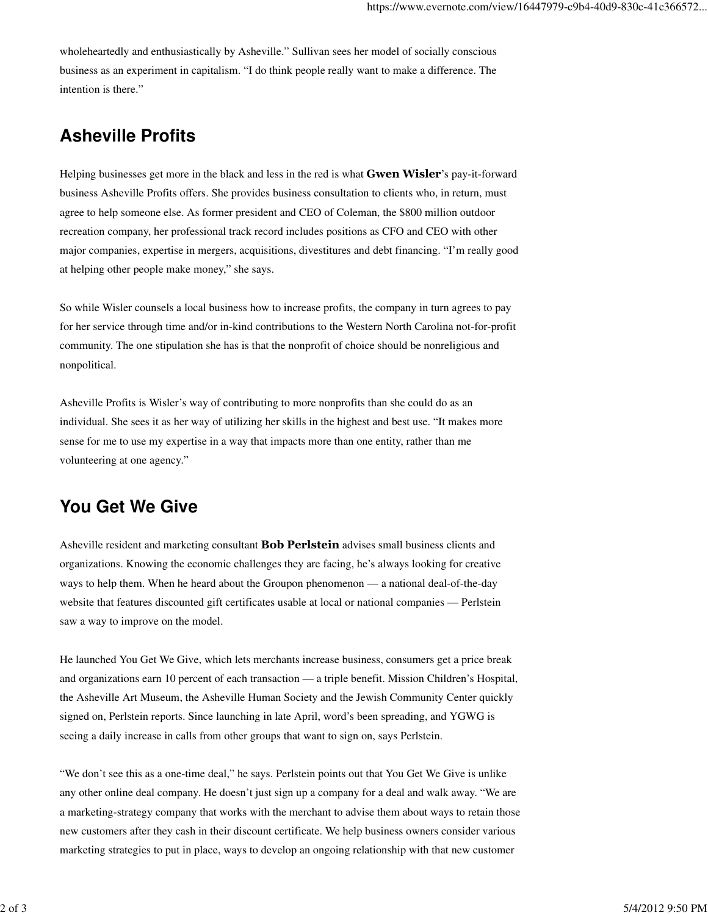wholeheartedly and enthusiastically by Asheville.” Sullivan sees her model of socially conscious business as an experiment in capitalism. “I do think people really want to make a difference. The intention is there.”

## Asheville Profits

Helping businesses get more in the black and less in the red is what **Gwen Wisler**’s pay-it-forward business Asheville Profits offers. She provides business consultation to clients who, in return, must agree to help someone else. As former president and CEO of Coleman, the $800 million outdoor recreation company, her professional track record includes positions as CFO and CEO with other major companies, expertise in mergers, acquisitions, divestitures and debt financing. “I’m really good at helping other people make money,” she says.

So while Wisler counsels a local business how to increase profits, the company in turn agrees to pay for her service through time and/or in-kind contributions to the Western North Carolina not-for-profit community. The one stipulation she has is that the nonprofit of choice should be nonreligious and nonpolitical.

Asheville Profits is Wisler’s way of contributing to more nonprofits than she could do as an individual. She sees it as her way of utilizing her skills in the highest and best use. “It makes more sense for me to use my expertise in a way that impacts more than one entity, rather than me volunteering at one agency.”

## You Get We Give

Asheville resident and marketing consultant **Bob Perlstein** advises small business clients and organizations. Knowing the economic challenges they are facing, he’s always looking for creative ways to help them. When he heard about the Groupon phenomenon — a national deal-of-the-day website that features discounted gift certificates usable at local or national companies — Perlstein saw a way to improve on the model.

He launched You Get We Give, which lets merchants increase business, consumers get a price break and organizations earn 10 percent of each transaction — a triple benefit. Mission Children’s Hospital, the Asheville Art Museum, the Asheville Human Society and the Jewish Community Center quickly signed on, Perlstein reports. Since launching in late April, word’s been spreading, and YGWG is seeing a daily increase in calls from other groups that want to sign on, says Perlstein.

“We don’t see this as a one-time deal,” he says. Perlstein points out that You Get We Give is unlike any other online deal company. He doesn’t just sign up a company for a deal and walk away. “We are a marketing-strategy company that works with the merchant to advise them about ways to retain those new customers after they cash in their discount certificate. We help business owners consider various marketing strategies to put in place, ways to develop an ongoing relationship with that new customer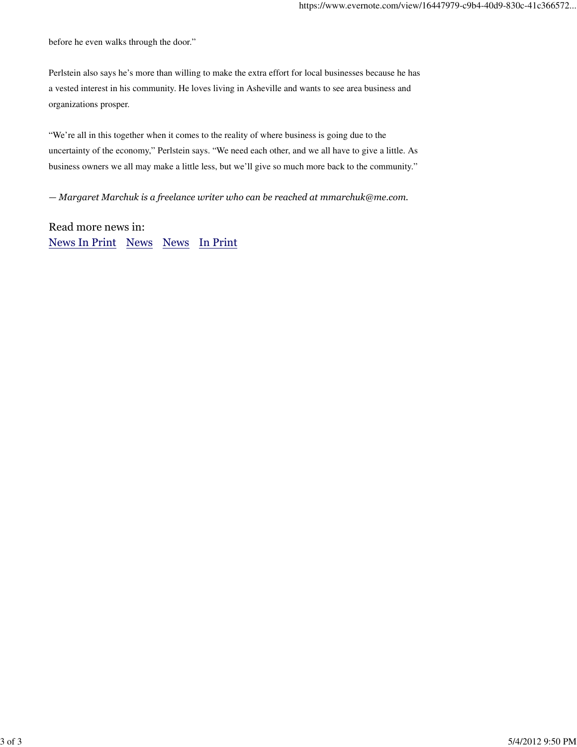before he even walks through the door."

Perlstein also says he's more than willing to make the extra effort for local businesses because he has a vested interest in his community. He loves living in Asheville and wants to see area business and organizations prosper.

"We're all in this together when it comes to the reality of where business is going due to the uncertainty of the economy," Perlstein says. "We need each other, and we all have to give a little. As business owners we all may make a little less, but we'll give so much more back to the community."

*— Margaret Marchuk is a freelance writer who can be reached at mmarchuk@me.com.*

Read more news in:
News In Print News News In Print